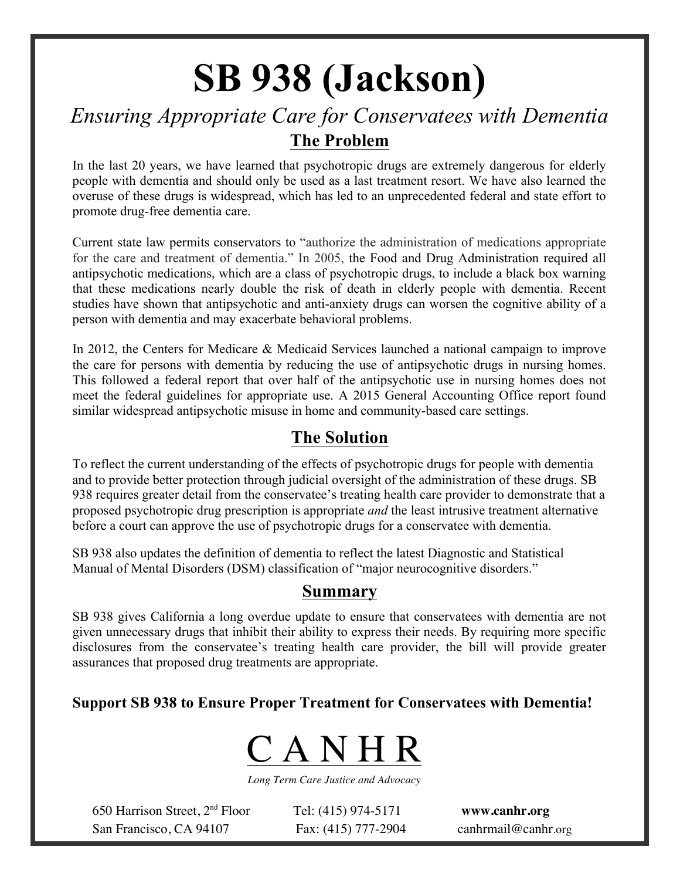# SB 938 (Jackson)

*Ensuring Appropriate Care for Conservatees with Dementia*

## The Problem

In the last 20 years, we have learned that psychotropic drugs are extremely dangerous for elderly people with dementia and should only be used as a last treatment resort. We have also learned the overuse of these drugs is widespread, which has led to an unprecedented federal and state effort to promote drug-free dementia care.

Current state law permits conservators to "authorize the administration of medications appropriate for the care and treatment of dementia." In 2005, the Food and Drug Administration required all antipsychotic medications, which are a class of psychotropic drugs, to include a black box warning that these medications nearly double the risk of death in elderly people with dementia. Recent studies have shown that antipsychotic and anti-anxiety drugs can worsen the cognitive ability of a person with dementia and may exacerbate behavioral problems.

In 2012, the Centers for Medicare & Medicaid Services launched a national campaign to improve the care for persons with dementia by reducing the use of antipsychotic drugs in nursing homes. This followed a federal report that over half of the antipsychotic use in nursing homes does not meet the federal guidelines for appropriate use. A 2015 General Accounting Office report found similar widespread antipsychotic misuse in home and community-based care settings.

## The Solution

To reflect the current understanding of the effects of psychotropic drugs for people with dementia and to provide better protection through judicial oversight of the administration of these drugs. SB 938 requires greater detail from the conservatee's treating health care provider to demonstrate that a proposed psychotropic drug prescription is appropriate *and* the least intrusive treatment alternative before a court can approve the use of psychotropic drugs for a conservatee with dementia.

SB 938 also updates the definition of dementia to reflect the latest Diagnostic and Statistical Manual of Mental Disorders (DSM) classification of "major neurocognitive disorders."

## Summary

SB 938 gives California a long overdue update to ensure that conservatees with dementia are not given unnecessary drugs that inhibit their ability to express their needs. By requiring more specific disclosures from the conservatee's treating health care provider, the bill will provide greater assurances that proposed drug treatments are appropriate.

**Support SB 938 to Ensure Proper Treatment for Conservatees with Dementia!**

C A N H R

*Long Term Care Justice and Advocacy*

650 Harrison Street, 2nd Floor
San Francisco, CA 94107

Tel: (415) 974-5171
Fax: (415) 777-2904

**www.canhr.org**
canhrmail@canhr.org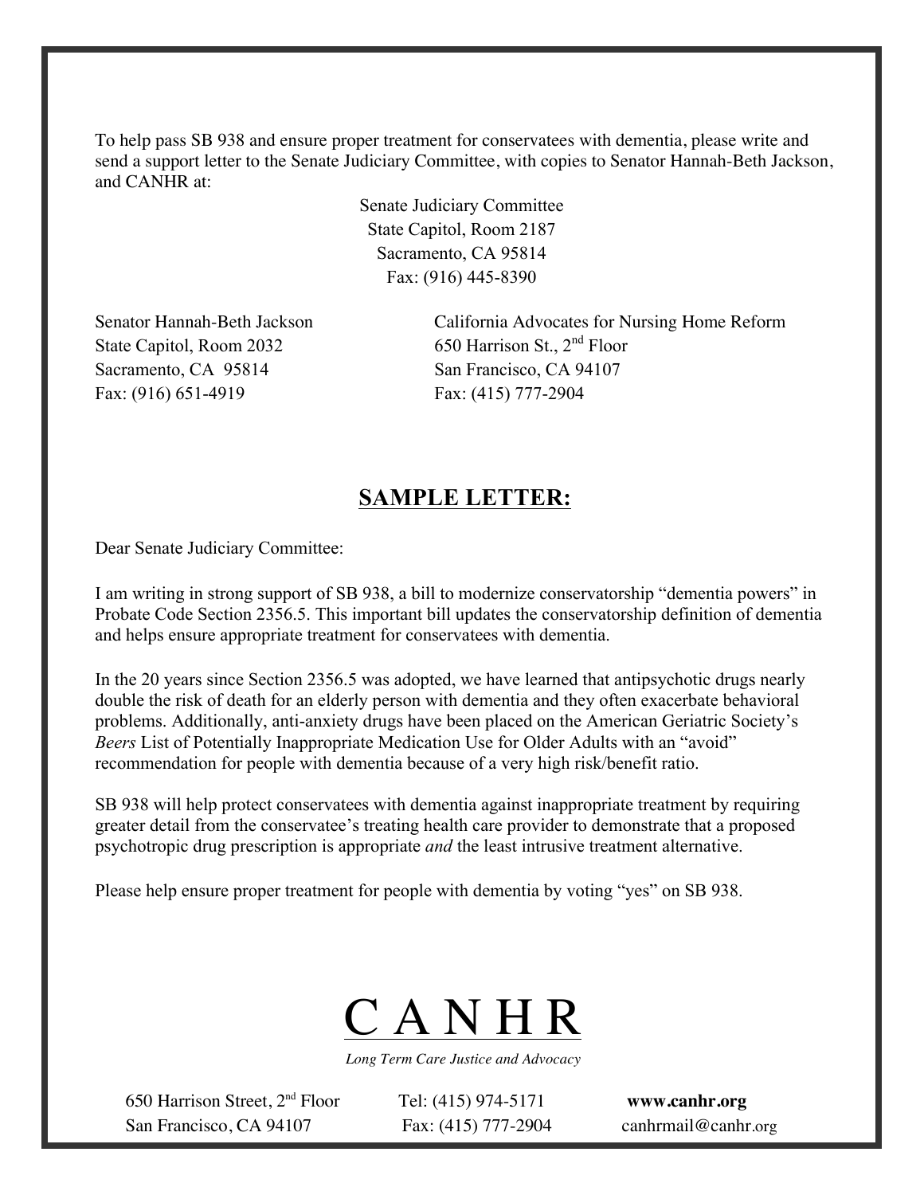To help pass SB 938 and ensure proper treatment for conservatees with dementia, please write and send a support letter to the Senate Judiciary Committee, with copies to Senator Hannah-Beth Jackson, and CANHR at:

Senate Judiciary Committee
State Capitol, Room 2187
Sacramento, CA 95814
Fax: (916) 445-8390

Senator Hannah-Beth Jackson
State Capitol, Room 2032
Sacramento, CA 95814
Fax: (916) 651-4919

California Advocates for Nursing Home Reform
650 Harrison St., 2nd Floor
San Francisco, CA 94107
Fax: (415) 777-2904

## SAMPLE LETTER:

Dear Senate Judiciary Committee:

I am writing in strong support of SB 938, a bill to modernize conservatorship "dementia powers" in Probate Code Section 2356.5. This important bill updates the conservatorship definition of dementia and helps ensure appropriate treatment for conservatees with dementia.

In the 20 years since Section 2356.5 was adopted, we have learned that antipsychotic drugs nearly double the risk of death for an elderly person with dementia and they often exacerbate behavioral problems. Additionally, anti-anxiety drugs have been placed on the American Geriatric Society's *Beers* List of Potentially Inappropriate Medication Use for Older Adults with an "avoid" recommendation for people with dementia because of a very high risk/benefit ratio.

SB 938 will help protect conservatees with dementia against inappropriate treatment by requiring greater detail from the conservatee's treating health care provider to demonstrate that a proposed psychotropic drug prescription is appropriate *and* the least intrusive treatment alternative.

Please help ensure proper treatment for people with dementia by voting "yes" on SB 938.

C A N H R

*Long Term Care Justice and Advocacy*

650 Harrison Street, 2nd Floor
San Francisco, CA 94107

Tel: (415) 974-5171
Fax: (415) 777-2904

**www.canhr.org**
canhrmail@canhr.org